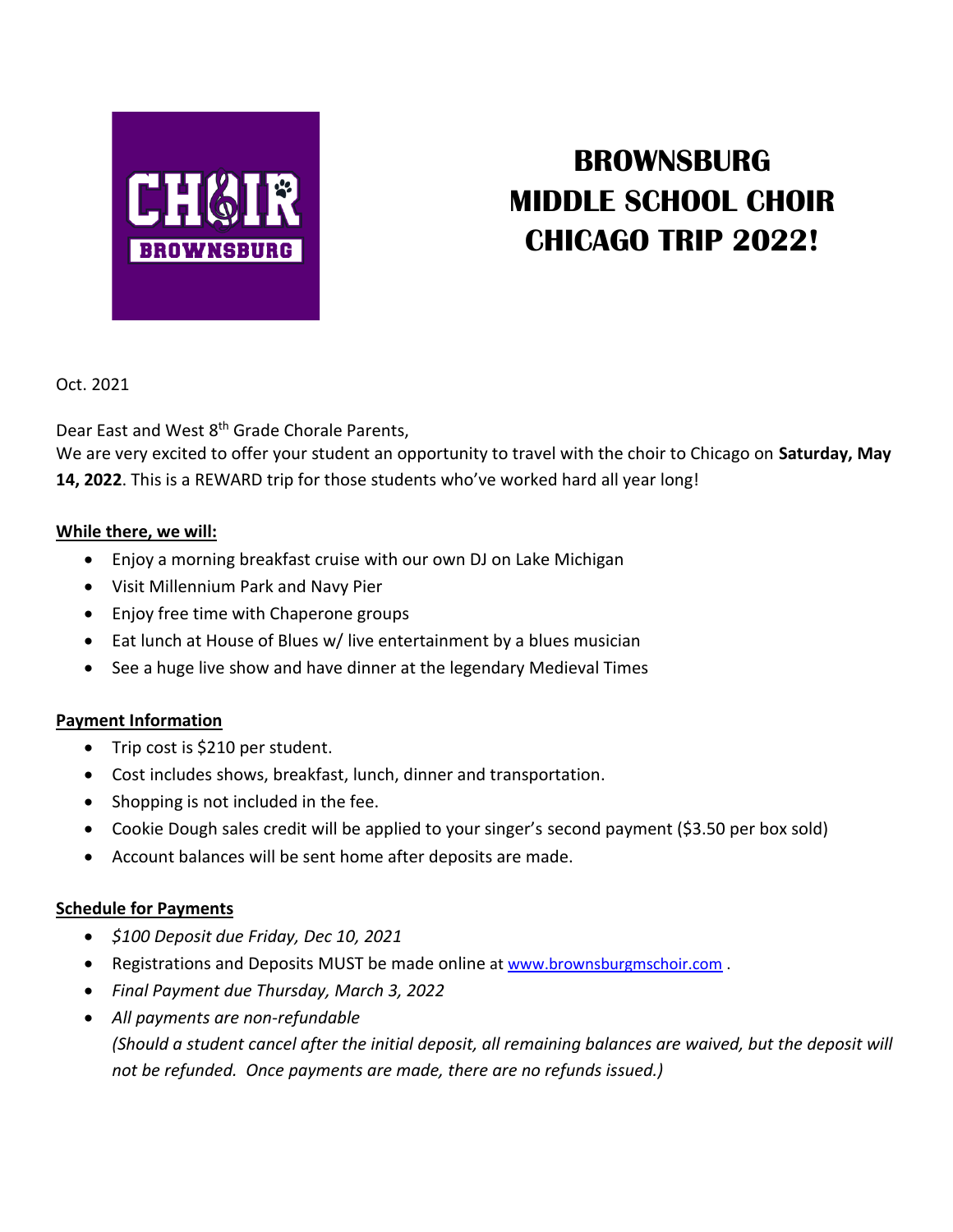# BROWNSBURG MIDDLE SCHOOL CHOIR CHICAGO TRIP 2022!

Oct. 2021

Dear East and West 8th Grade Chorale Parents,

We are very excited to offer your student an opportunity to travel with the choir to Chicago on **Saturday, May 14, 2022**. This is a REWARD trip for those students who've worked hard all year long!

**While there, we will:**

- Enjoy a morning breakfast cruise with our own DJ on Lake Michigan
- Visit Millennium Park and Navy Pier
- Enjoy free time with Chaperone groups
- Eat lunch at House of Blues w/ live entertainment by a blues musician
- See a huge live show and have dinner at the legendary Medieval Times

**Payment Information**

- Trip cost is $210 per student.
- Cost includes shows, breakfast, lunch, dinner and transportation.
- Shopping is not included in the fee.
- Cookie Dough sales credit will be applied to your singer's second payment ($3.50 per box sold)
- Account balances will be sent home after deposits are made.

**Schedule for Payments**

- *$100 Deposit due Friday, Dec 10, 2021*
- Registrations and Deposits MUST be made online at www.brownsburgmschoir.com .
- *Final Payment due Thursday, March 3, 2022*
- *All payments are non-refundable*
  *(Should a student cancel after the initial deposit, all remaining balances are waived, but the deposit will not be refunded. Once payments are made, there are no refunds issued.)*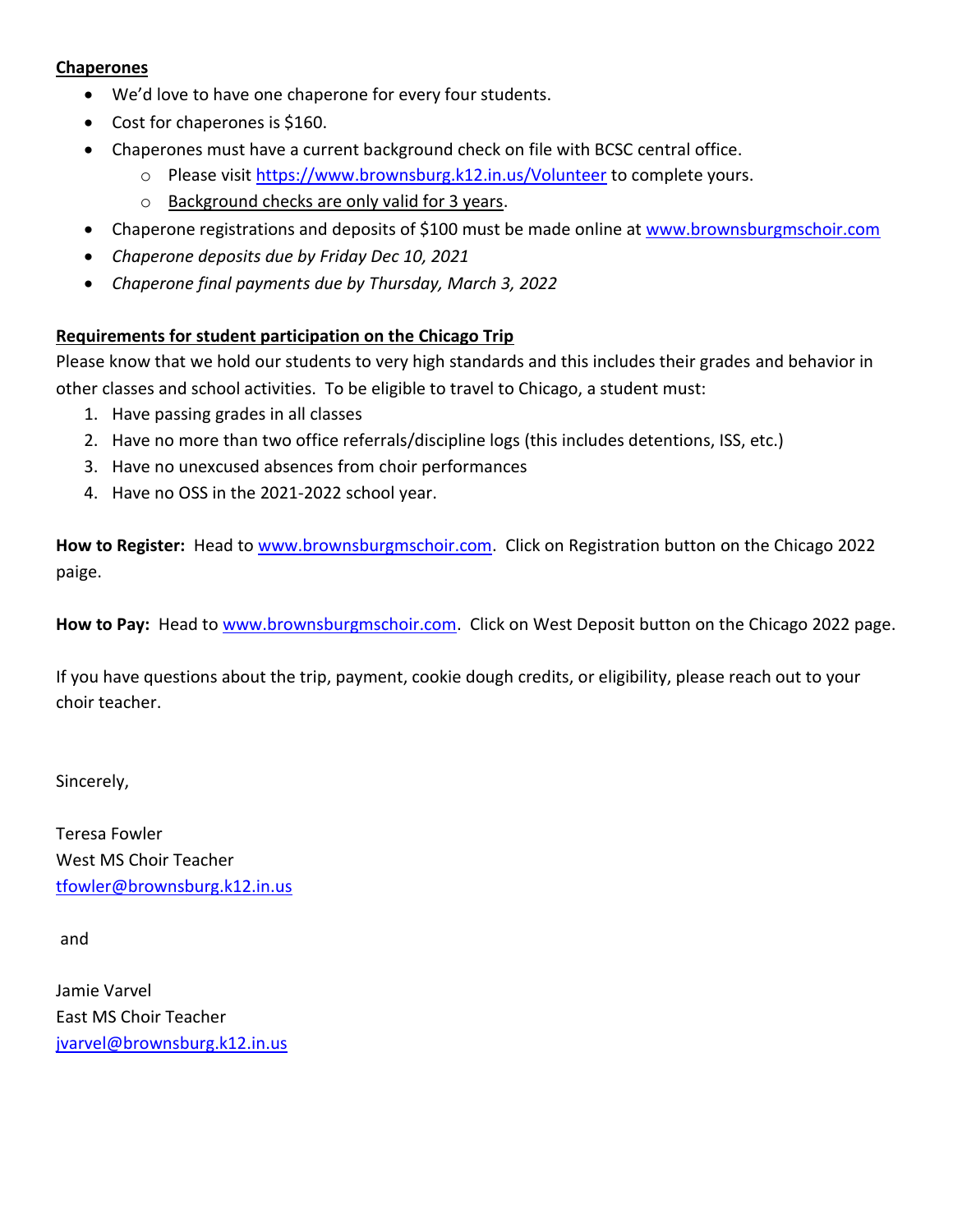**Chaperones**

- We'd love to have one chaperone for every four students.
- Cost for chaperones is $160.
- Chaperones must have a current background check on file with BCSC central office.
    - Please visit https://www.brownsburg.k12.in.us/Volunteer to complete yours.
    - Background checks are only valid for 3 years.
- Chaperone registrations and deposits of $100 must be made online at www.brownsburgmschoir.com
- *Chaperone deposits due by Friday Dec 10, 2021*
- *Chaperone final payments due by Thursday, March 3, 2022*

**Requirements for student participation on the Chicago Trip**

Please know that we hold our students to very high standards and this includes their grades and behavior in other classes and school activities. To be eligible to travel to Chicago, a student must:

1. Have passing grades in all classes
2. Have no more than two office referrals/discipline logs (this includes detentions, ISS, etc.)
3. Have no unexcused absences from choir performances
4. Have no OSS in the 2021-2022 school year.

**How to Register:** Head to www.brownsburgmschoir.com. Click on Registration button on the Chicago 2022 paige.

**How to Pay:** Head to www.brownsburgmschoir.com. Click on West Deposit button on the Chicago 2022 page.

If you have questions about the trip, payment, cookie dough credits, or eligibility, please reach out to your choir teacher.

Sincerely,

Teresa Fowler
West MS Choir Teacher
tfowler@brownsburg.k12.in.us

and

Jamie Varvel
East MS Choir Teacher
jvarvel@brownsburg.k12.in.us